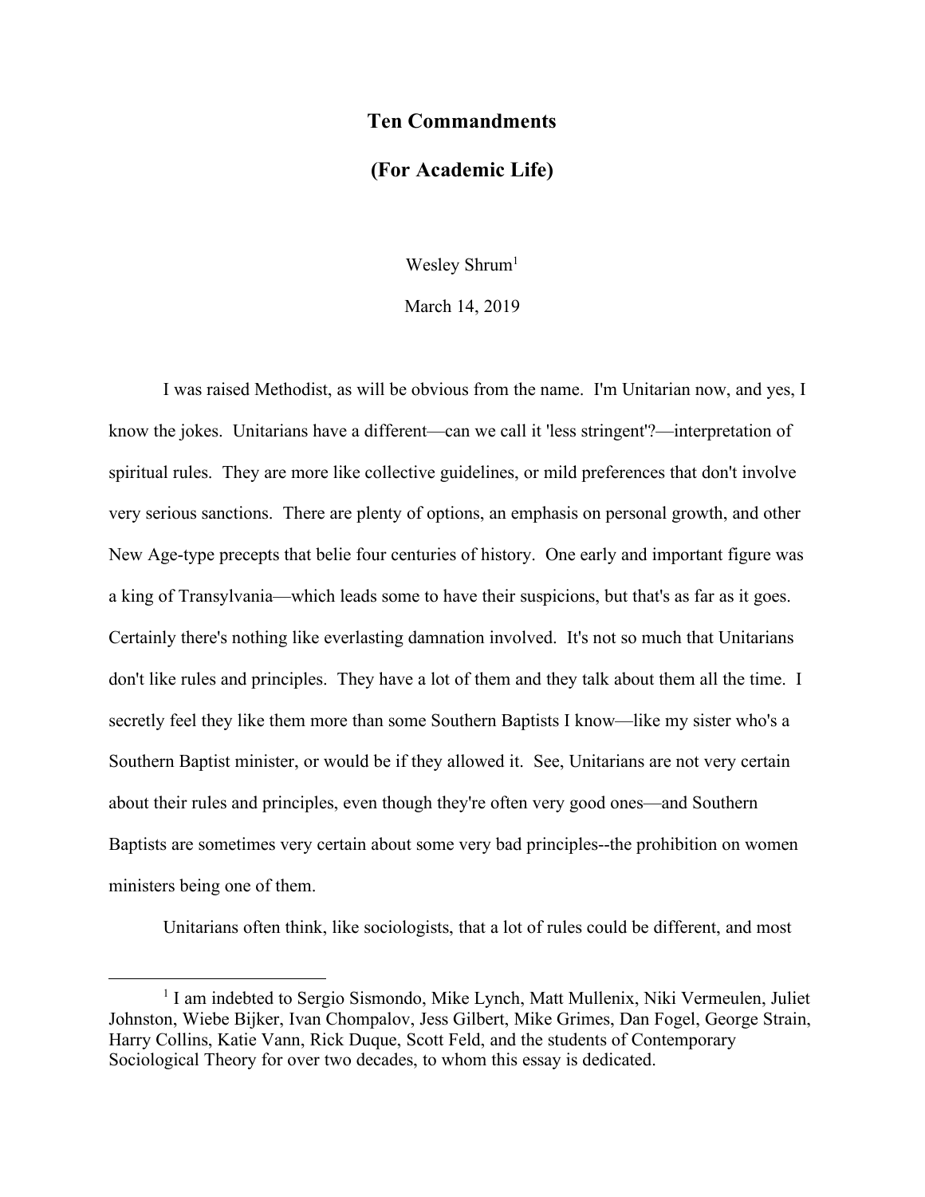# Ten Commandments

## (For Academic Life)

Wesley Shrum[1]

March 14, 2019

I was raised Methodist, as will be obvious from the name. I'm Unitarian now, and yes, I know the jokes. Unitarians have a different—can we call it 'less stringent'?—interpretation of spiritual rules. They are more like collective guidelines, or mild preferences that don't involve very serious sanctions. There are plenty of options, an emphasis on personal growth, and other New Age-type precepts that belie four centuries of history. One early and important figure was a king of Transylvania—which leads some to have their suspicions, but that's as far as it goes. Certainly there's nothing like everlasting damnation involved. It's not so much that Unitarians don't like rules and principles. They have a lot of them and they talk about them all the time. I secretly feel they like them more than some Southern Baptists I know—like my sister who's a Southern Baptist minister, or would be if they allowed it. See, Unitarians are not very certain about their rules and principles, even though they're often very good ones—and Southern Baptists are sometimes very certain about some very bad principles--the prohibition on women ministers being one of them.

Unitarians often think, like sociologists, that a lot of rules could be different, and most

[1] I am indebted to Sergio Sismondo, Mike Lynch, Matt Mullenix, Niki Vermeulen, Juliet Johnston, Wiebe Bijker, Ivan Chompalov, Jess Gilbert, Mike Grimes, Dan Fogel, George Strain, Harry Collins, Katie Vann, Rick Duque, Scott Feld, and the students of Contemporary Sociological Theory for over two decades, to whom this essay is dedicated.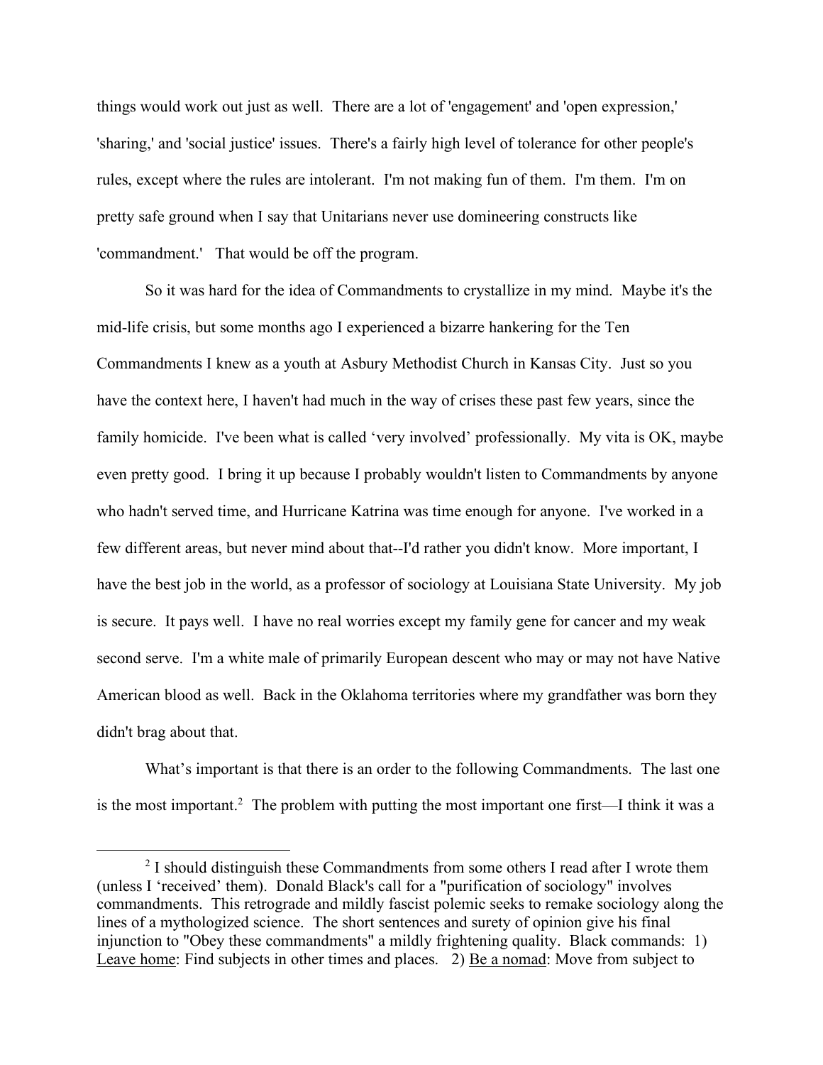things would work out just as well. There are a lot of 'engagement' and 'open expression,' 'sharing,' and 'social justice' issues. There's a fairly high level of tolerance for other people's rules, except where the rules are intolerant. I'm not making fun of them. I'm them. I'm on pretty safe ground when I say that Unitarians never use domineering constructs like 'commandment.' That would be off the program.

So it was hard for the idea of Commandments to crystallize in my mind. Maybe it's the mid-life crisis, but some months ago I experienced a bizarre hankering for the Ten Commandments I knew as a youth at Asbury Methodist Church in Kansas City. Just so you have the context here, I haven't had much in the way of crises these past few years, since the family homicide. I've been what is called 'very involved' professionally. My vita is OK, maybe even pretty good. I bring it up because I probably wouldn't listen to Commandments by anyone who hadn't served time, and Hurricane Katrina was time enough for anyone. I've worked in a few different areas, but never mind about that--I'd rather you didn't know. More important, I have the best job in the world, as a professor of sociology at Louisiana State University. My job is secure. It pays well. I have no real worries except my family gene for cancer and my weak second serve. I'm a white male of primarily European descent who may or may not have Native American blood as well. Back in the Oklahoma territories where my grandfather was born they didn't brag about that.

What's important is that there is an order to the following Commandments. The last one is the most important.[2] The problem with putting the most important one first—I think it was a

---

[2] I should distinguish these Commandments from some others I read after I wrote them (unless I 'received' them). Donald Black's call for a "purification of sociology" involves commandments. This retrograde and mildly fascist polemic seeks to remake sociology along the lines of a mythologized science. The short sentences and surety of opinion give his final injunction to "Obey these commandments" a mildly frightening quality. Black commands: 1) <u>Leave home</u>: Find subjects in other times and places. 2) <u>Be a nomad</u>: Move from subject to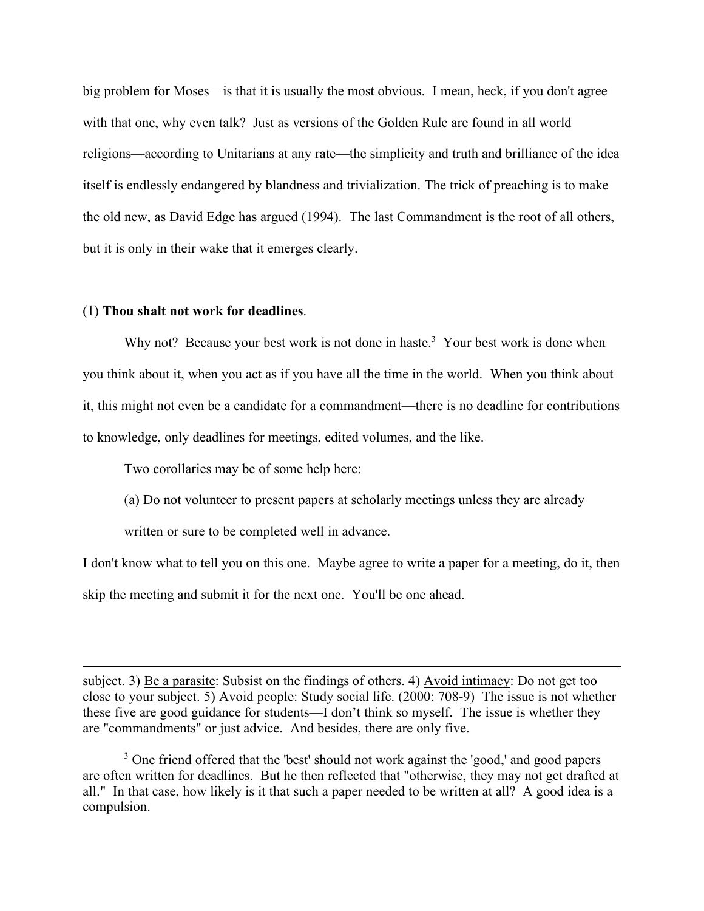big problem for Moses—is that it is usually the most obvious. I mean, heck, if you don't agree with that one, why even talk? Just as versions of the Golden Rule are found in all world religions—according to Unitarians at any rate—the simplicity and truth and brilliance of the idea itself is endlessly endangered by blandness and trivialization. The trick of preaching is to make the old new, as David Edge has argued (1994). The last Commandment is the root of all others, but it is only in their wake that it emerges clearly.

(1) **Thou shalt not work for deadlines**.

Why not? Because your best work is not done in haste.[3] Your best work is done when you think about it, when you act as if you have all the time in the world. When you think about it, this might not even be a candidate for a commandment—there <u>is</u> no deadline for contributions to knowledge, only deadlines for meetings, edited volumes, and the like.

Two corollaries may be of some help here:

(a) Do not volunteer to present papers at scholarly meetings unless they are already written or sure to be completed well in advance.

I don't know what to tell you on this one. Maybe agree to write a paper for a meeting, do it, then skip the meeting and submit it for the next one. You'll be one ahead.

---

subject. 3) <u>Be a parasite</u>: Subsist on the findings of others. 4) <u>Avoid intimacy</u>: Do not get too close to your subject. 5) <u>Avoid people</u>: Study social life. (2000: 708-9) The issue is not whether these five are good guidance for students—I don't think so myself. The issue is whether they are "commandments" or just advice. And besides, there are only five.

[3] One friend offered that the 'best' should not work against the 'good,' and good papers are often written for deadlines. But he then reflected that "otherwise, they may not get drafted at all." In that case, how likely is it that such a paper needed to be written at all? A good idea is a compulsion.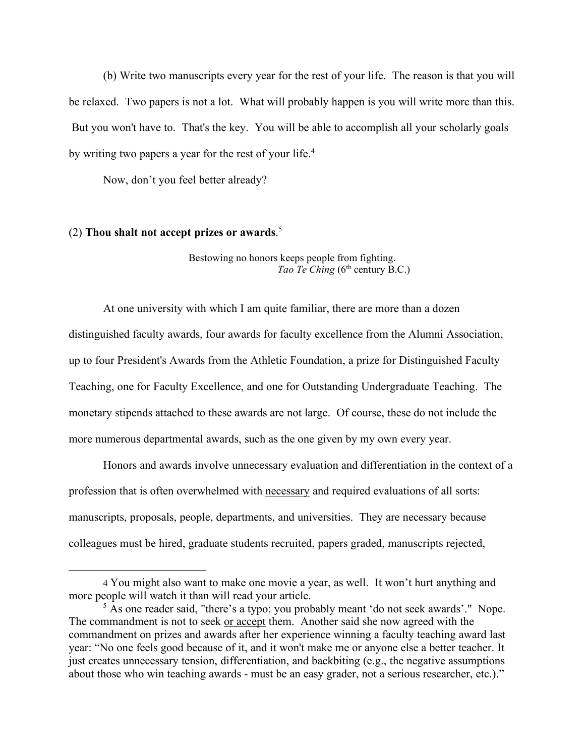(b) Write two manuscripts every year for the rest of your life. The reason is that you will be relaxed. Two papers is not a lot. What will probably happen is you will write more than this. But you won't have to. That's the key. You will be able to accomplish all your scholarly goals by writing two papers a year for the rest of your life.[4]

Now, don't you feel better already?

(2) **Thou shalt not accept prizes or awards**.[5]

> Bestowing no honors keeps people from fighting.
> *Tao Te Ching* (6th century B.C.)

At one university with which I am quite familiar, there are more than a dozen distinguished faculty awards, four awards for faculty excellence from the Alumni Association, up to four President's Awards from the Athletic Foundation, a prize for Distinguished Faculty Teaching, one for Faculty Excellence, and one for Outstanding Undergraduate Teaching. The monetary stipends attached to these awards are not large. Of course, these do not include the more numerous departmental awards, such as the one given by my own every year.

Honors and awards involve unnecessary evaluation and differentiation in the context of a profession that is often overwhelmed with necessary and required evaluations of all sorts: manuscripts, proposals, people, departments, and universities. They are necessary because colleagues must be hired, graduate students recruited, papers graded, manuscripts rejected,

---

[4] You might also want to make one movie a year, as well. It won't hurt anything and more people will watch it than will read your article.

[5] As one reader said, "there's a typo: you probably meant 'do not seek awards'." Nope. The commandment is not to seek or accept them. Another said she now agreed with the commandment on prizes and awards after her experience winning a faculty teaching award last year: "No one feels good because of it, and it won't make me or anyone else a better teacher. It just creates unnecessary tension, differentiation, and backbiting (e.g., the negative assumptions about those who win teaching awards - must be an easy grader, not a serious researcher, etc.)."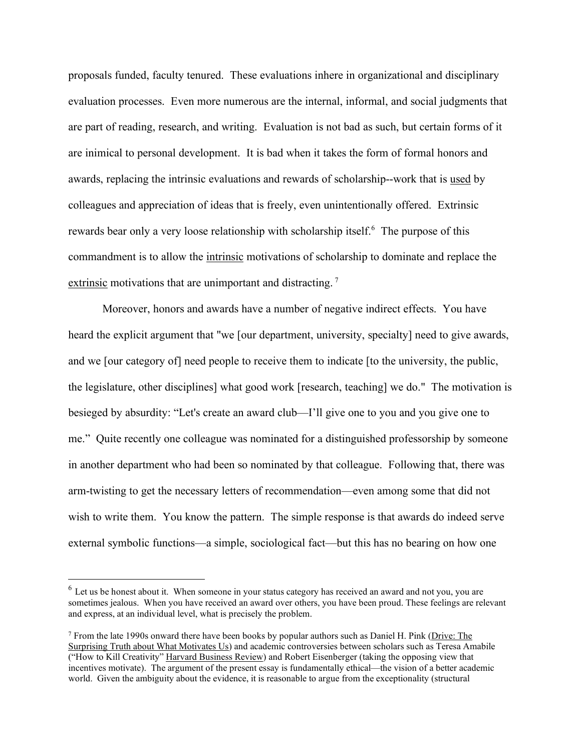proposals funded, faculty tenured. These evaluations inhere in organizational and disciplinary evaluation processes. Even more numerous are the internal, informal, and social judgments that are part of reading, research, and writing. Evaluation is not bad as such, but certain forms of it are inimical to personal development. It is bad when it takes the form of formal honors and awards, replacing the intrinsic evaluations and rewards of scholarship--work that is <u>used</u> by colleagues and appreciation of ideas that is freely, even unintentionally offered. Extrinsic rewards bear only a very loose relationship with scholarship itself.[6] The purpose of this commandment is to allow the <u>intrinsic</u> motivations of scholarship to dominate and replace the <u>extrinsic</u> motivations that are unimportant and distracting.[7]

Moreover, honors and awards have a number of negative indirect effects. You have heard the explicit argument that "we [our department, university, specialty] need to give awards, and we [our category of] need people to receive them to indicate [to the university, the public, the legislature, other disciplines] what good work [research, teaching] we do." The motivation is besieged by absurdity: "Let's create an award club—I'll give one to you and you give one to me." Quite recently one colleague was nominated for a distinguished professorship by someone in another department who had been so nominated by that colleague. Following that, there was arm-twisting to get the necessary letters of recommendation—even among some that did not wish to write them. You know the pattern. The simple response is that awards do indeed serve external symbolic functions—a simple, sociological fact—but this has no bearing on how one

---

[6] Let us be honest about it. When someone in your status category has received an award and not you, you are sometimes jealous. When you have received an award over others, you have been proud. These feelings are relevant and express, at an individual level, what is precisely the problem.

[7] From the late 1990s onward there have been books by popular authors such as Daniel H. Pink (<u>Drive: The Surprising Truth about What Motivates Us</u>) and academic controversies between scholars such as Teresa Amabile ("How to Kill Creativity" <u>Harvard Business Review</u>) and Robert Eisenberger (taking the opposing view that incentives motivate). The argument of the present essay is fundamentally ethical—the vision of a better academic world. Given the ambiguity about the evidence, it is reasonable to argue from the exceptionality (structural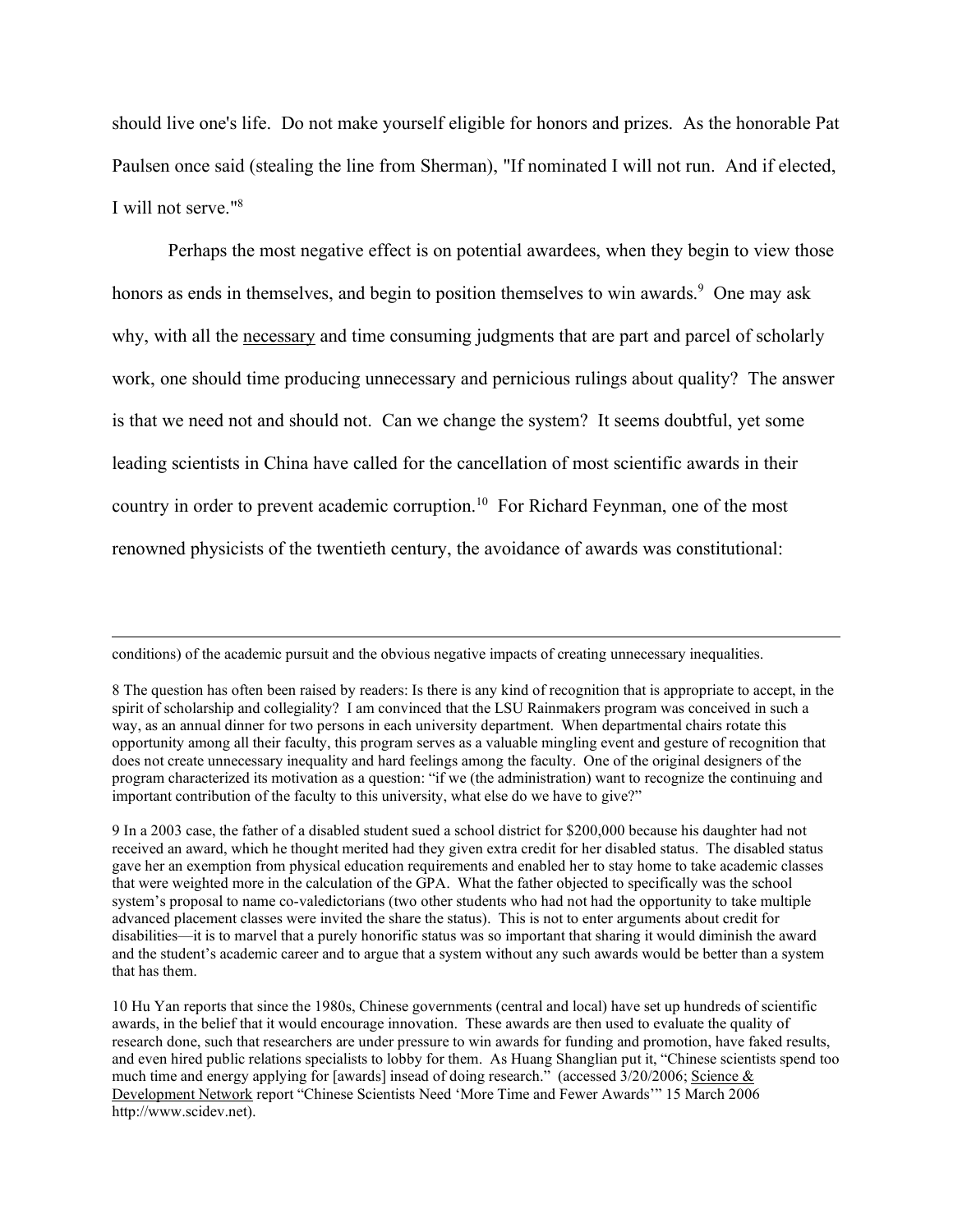should live one's life. Do not make yourself eligible for honors and prizes. As the honorable Pat Paulsen once said (stealing the line from Sherman), "If nominated I will not run. And if elected, I will not serve."[8]

Perhaps the most negative effect is on potential awardees, when they begin to view those honors as ends in themselves, and begin to position themselves to win awards.[9] One may ask why, with all the necessary and time consuming judgments that are part and parcel of scholarly work, one should time producing unnecessary and pernicious rulings about quality? The answer is that we need not and should not. Can we change the system? It seems doubtful, yet some leading scientists in China have called for the cancellation of most scientific awards in their country in order to prevent academic corruption.[10] For Richard Feynman, one of the most renowned physicists of the twentieth century, the avoidance of awards was constitutional:

---

conditions) of the academic pursuit and the obvious negative impacts of creating unnecessary inequalities.

8 The question has often been raised by readers: Is there is any kind of recognition that is appropriate to accept, in the spirit of scholarship and collegiality? I am convinced that the LSU Rainmakers program was conceived in such a way, as an annual dinner for two persons in each university department. When departmental chairs rotate this opportunity among all their faculty, this program serves as a valuable mingling event and gesture of recognition that does not create unnecessary inequality and hard feelings among the faculty. One of the original designers of the program characterized its motivation as a question: "if we (the administration) want to recognize the continuing and important contribution of the faculty to this university, what else do we have to give?"

9 In a 2003 case, the father of a disabled student sued a school district for $200,000 because his daughter had not received an award, which he thought merited had they given extra credit for her disabled status. The disabled status gave her an exemption from physical education requirements and enabled her to stay home to take academic classes that were weighted more in the calculation of the GPA. What the father objected to specifically was the school system's proposal to name co-valedictorians (two other students who had not had the opportunity to take multiple advanced placement classes were invited the share the status). This is not to enter arguments about credit for disabilities—it is to marvel that a purely honorific status was so important that sharing it would diminish the award and the student's academic career and to argue that a system without any such awards would be better than a system that has them.

10 Hu Yan reports that since the 1980s, Chinese governments (central and local) have set up hundreds of scientific awards, in the belief that it would encourage innovation. These awards are then used to evaluate the quality of research done, such that researchers are under pressure to win awards for funding and promotion, have faked results, and even hired public relations specialists to lobby for them. As Huang Shanglian put it, "Chinese scientists spend too much time and energy applying for [awards] insead of doing research." (accessed 3/20/2006; Science & Development Network report "Chinese Scientists Need 'More Time and Fewer Awards'" 15 March 2006 http://www.scidev.net).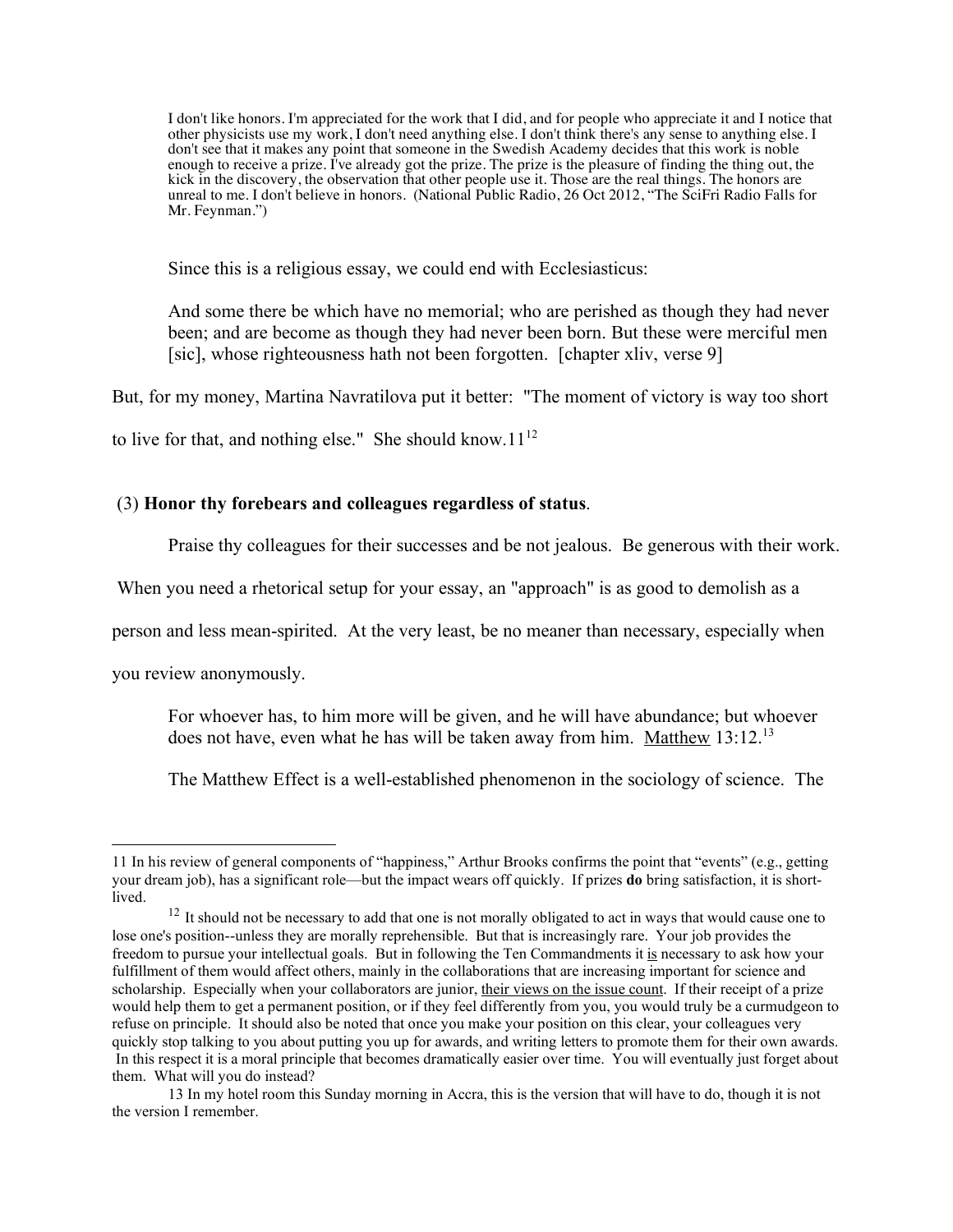> I don't like honors. I'm appreciated for the work that I did, and for people who appreciate it and I notice that other physicists use my work, I don't need anything else. I don't think there's any sense to anything else. I don't see that it makes any point that someone in the Swedish Academy decides that this work is noble enough to receive a prize. I've already got the prize. The prize is the pleasure of finding the thing out, the kick in the discovery, the observation that other people use it. Those are the real things. The honors are unreal to me. I don't believe in honors. (National Public Radio, 26 Oct 2012, "The SciFri Radio Falls for Mr. Feynman.")

Since this is a religious essay, we could end with Ecclesiasticus:

> And some there be which have no memorial; who are perished as though they had never been; and are become as though they had never been born. But these were merciful men [sic], whose righteousness hath not been forgotten. [chapter xliv, verse 9]

But, for my money, Martina Navratilova put it better: "The moment of victory is way too short to live for that, and nothing else." She should know.11[12]

(3) **Honor thy forebears and colleagues regardless of status**.

Praise thy colleagues for their successes and be not jealous. Be generous with their work. When you need a rhetorical setup for your essay, an "approach" is as good to demolish as a person and less mean-spirited. At the very least, be no meaner than necessary, especially when you review anonymously.

> For whoever has, to him more will be given, and he will have abundance; but whoever does not have, even what he has will be taken away from him. Matthew 13:12.[13]

The Matthew Effect is a well-established phenomenon in the sociology of science. The

---

11 In his review of general components of "happiness," Arthur Brooks confirms the point that "events" (e.g., getting your dream job), has a significant role—but the impact wears off quickly. If prizes **do** bring satisfaction, it is short-lived.

[12] It should not be necessary to add that one is not morally obligated to act in ways that would cause one to lose one's position--unless they are morally reprehensible. But that is increasingly rare. Your job provides the freedom to pursue your intellectual goals. But in following the Ten Commandments it is necessary to ask how your fulfillment of them would affect others, mainly in the collaborations that are increasing important for science and scholarship. Especially when your collaborators are junior, their views on the issue count. If their receipt of a prize would help them to get a permanent position, or if they feel differently from you, you would truly be a curmudgeon to refuse on principle. It should also be noted that once you make your position on this clear, your colleagues very quickly stop talking to you about putting you up for awards, and writing letters to promote them for their own awards. In this respect it is a moral principle that becomes dramatically easier over time. You will eventually just forget about them. What will you do instead?

13 In my hotel room this Sunday morning in Accra, this is the version that will have to do, though it is not the version I remember.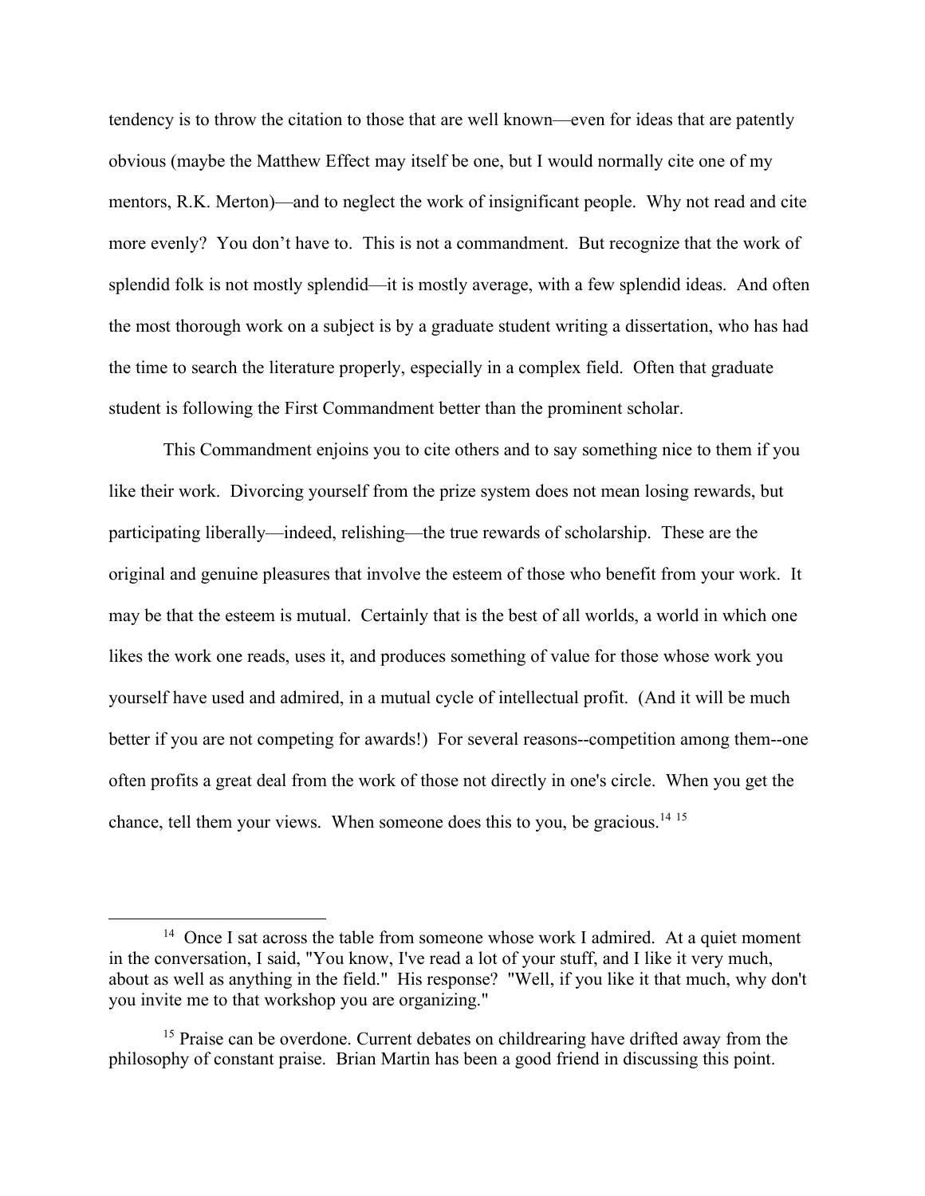tendency is to throw the citation to those that are well known—even for ideas that are patently obvious (maybe the Matthew Effect may itself be one, but I would normally cite one of my mentors, R.K. Merton)—and to neglect the work of insignificant people. Why not read and cite more evenly? You don't have to. This is not a commandment. But recognize that the work of splendid folk is not mostly splendid—it is mostly average, with a few splendid ideas. And often the most thorough work on a subject is by a graduate student writing a dissertation, who has had the time to search the literature properly, especially in a complex field. Often that graduate student is following the First Commandment better than the prominent scholar.

This Commandment enjoins you to cite others and to say something nice to them if you like their work. Divorcing yourself from the prize system does not mean losing rewards, but participating liberally—indeed, relishing—the true rewards of scholarship. These are the original and genuine pleasures that involve the esteem of those who benefit from your work. It may be that the esteem is mutual. Certainly that is the best of all worlds, a world in which one likes the work one reads, uses it, and produces something of value for those whose work you yourself have used and admired, in a mutual cycle of intellectual profit. (And it will be much better if you are not competing for awards!) For several reasons--competition among them--one often profits a great deal from the work of those not directly in one's circle. When you get the chance, tell them your views. When someone does this to you, be gracious.[14] [15]

---

[14] Once I sat across the table from someone whose work I admired. At a quiet moment in the conversation, I said, "You know, I've read a lot of your stuff, and I like it very much, about as well as anything in the field." His response? "Well, if you like it that much, why don't you invite me to that workshop you are organizing."

[15] Praise can be overdone. Current debates on childrearing have drifted away from the philosophy of constant praise. Brian Martin has been a good friend in discussing this point.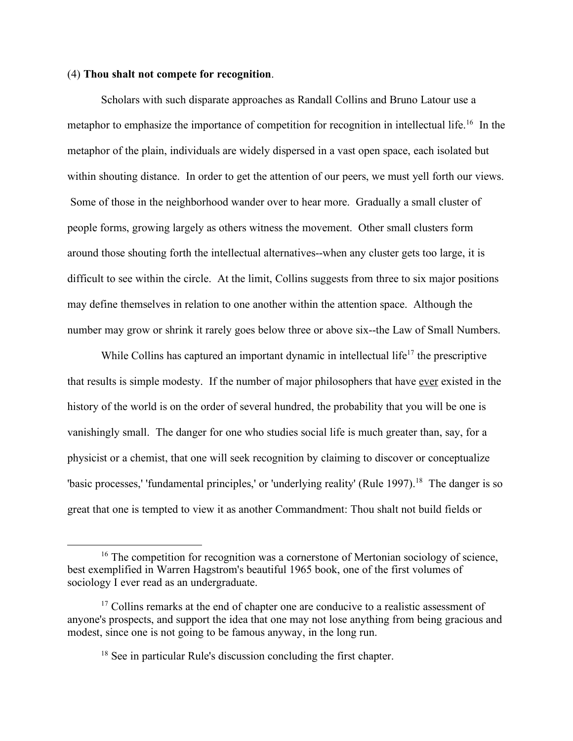(4) **Thou shalt not compete for recognition**.

Scholars with such disparate approaches as Randall Collins and Bruno Latour use a metaphor to emphasize the importance of competition for recognition in intellectual life.[16] In the metaphor of the plain, individuals are widely dispersed in a vast open space, each isolated but within shouting distance. In order to get the attention of our peers, we must yell forth our views. Some of those in the neighborhood wander over to hear more. Gradually a small cluster of people forms, growing largely as others witness the movement. Other small clusters form around those shouting forth the intellectual alternatives--when any cluster gets too large, it is difficult to see within the circle. At the limit, Collins suggests from three to six major positions may define themselves in relation to one another within the attention space. Although the number may grow or shrink it rarely goes below three or above six--the Law of Small Numbers.

While Collins has captured an important dynamic in intellectual life[17] the prescriptive that results is simple modesty. If the number of major philosophers that have <u>ever</u> existed in the history of the world is on the order of several hundred, the probability that you will be one is vanishingly small. The danger for one who studies social life is much greater than, say, for a physicist or a chemist, that one will seek recognition by claiming to discover or conceptualize 'basic processes,' 'fundamental principles,' or 'underlying reality' (Rule 1997).[18] The danger is so great that one is tempted to view it as another Commandment: Thou shalt not build fields or

---

[16] The competition for recognition was a cornerstone of Mertonian sociology of science, best exemplified in Warren Hagstrom's beautiful 1965 book, one of the first volumes of sociology I ever read as an undergraduate.

[17] Collins remarks at the end of chapter one are conducive to a realistic assessment of anyone's prospects, and support the idea that one may not lose anything from being gracious and modest, since one is not going to be famous anyway, in the long run.

[18] See in particular Rule's discussion concluding the first chapter.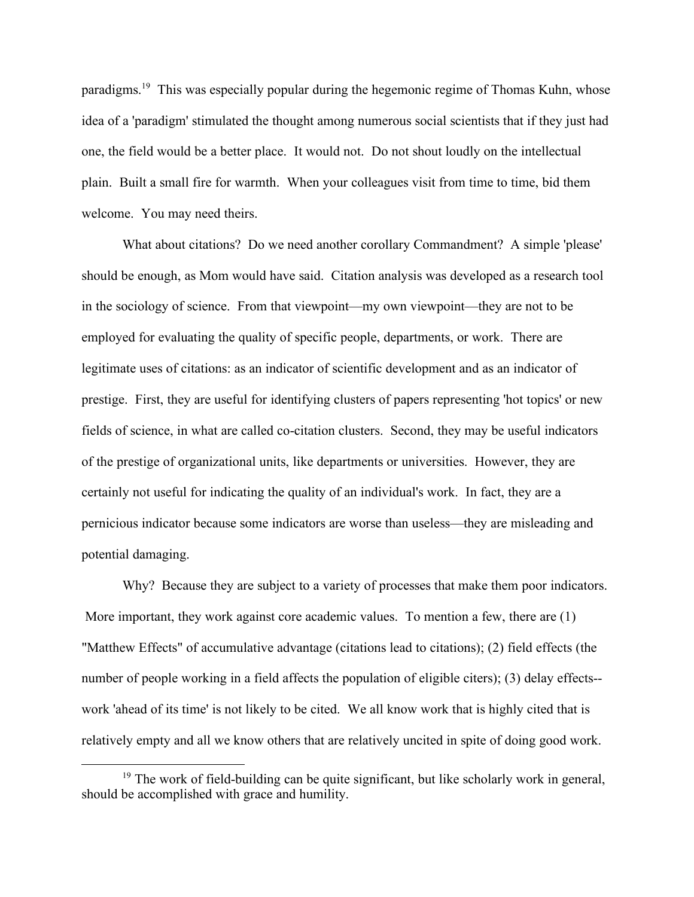paradigms.[19] This was especially popular during the hegemonic regime of Thomas Kuhn, whose idea of a 'paradigm' stimulated the thought among numerous social scientists that if they just had one, the field would be a better place. It would not. Do not shout loudly on the intellectual plain. Built a small fire for warmth. When your colleagues visit from time to time, bid them welcome. You may need theirs.

What about citations? Do we need another corollary Commandment? A simple 'please' should be enough, as Mom would have said. Citation analysis was developed as a research tool in the sociology of science. From that viewpoint—my own viewpoint—they are not to be employed for evaluating the quality of specific people, departments, or work. There are legitimate uses of citations: as an indicator of scientific development and as an indicator of prestige. First, they are useful for identifying clusters of papers representing 'hot topics' or new fields of science, in what are called co-citation clusters. Second, they may be useful indicators of the prestige of organizational units, like departments or universities. However, they are certainly not useful for indicating the quality of an individual's work. In fact, they are a pernicious indicator because some indicators are worse than useless—they are misleading and potential damaging.

Why? Because they are subject to a variety of processes that make them poor indicators. More important, they work against core academic values. To mention a few, there are (1) "Matthew Effects" of accumulative advantage (citations lead to citations); (2) field effects (the number of people working in a field affects the population of eligible citers); (3) delay effects--work 'ahead of its time' is not likely to be cited. We all know work that is highly cited that is relatively empty and all we know others that are relatively uncited in spite of doing good work.

[19] The work of field-building can be quite significant, but like scholarly work in general, should be accomplished with grace and humility.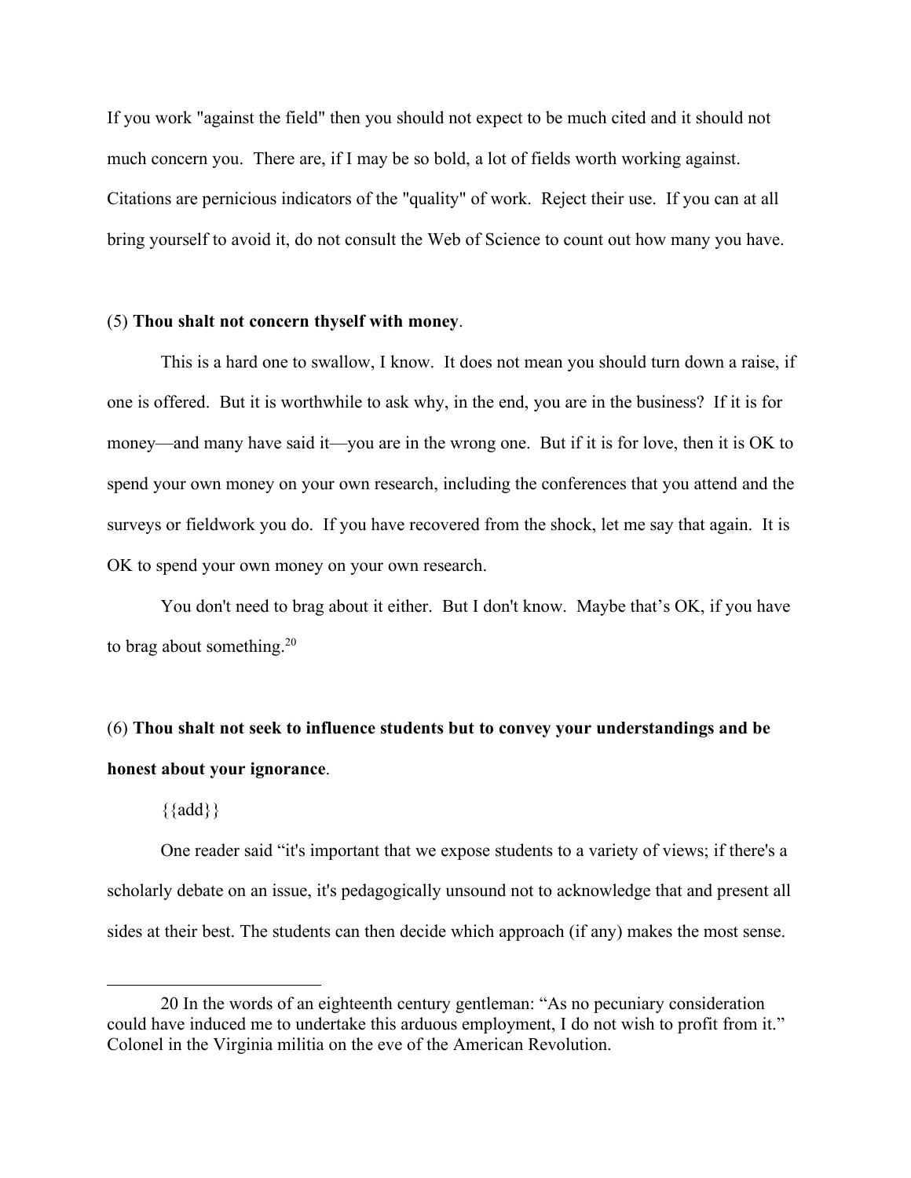If you work "against the field" then you should not expect to be much cited and it should not much concern you. There are, if I may be so bold, a lot of fields worth working against. Citations are pernicious indicators of the "quality" of work. Reject their use. If you can at all bring yourself to avoid it, do not consult the Web of Science to count out how many you have.

(5) **Thou shalt not concern thyself with money**.

This is a hard one to swallow, I know. It does not mean you should turn down a raise, if one is offered. But it is worthwhile to ask why, in the end, you are in the business? If it is for money—and many have said it—you are in the wrong one. But if it is for love, then it is OK to spend your own money on your own research, including the conferences that you attend and the surveys or fieldwork you do. If you have recovered from the shock, let me say that again. It is OK to spend your own money on your own research.

You don't need to brag about it either. But I don't know. Maybe that's OK, if you have to brag about something.[20]

(6) **Thou shalt not seek to influence students but to convey your understandings and be honest about your ignorance**.

{{add}}

One reader said "it's important that we expose students to a variety of views; if there's a scholarly debate on an issue, it's pedagogically unsound not to acknowledge that and present all sides at their best. The students can then decide which approach (if any) makes the most sense.

---

20 In the words of an eighteenth century gentleman: "As no pecuniary consideration could have induced me to undertake this arduous employment, I do not wish to profit from it." Colonel in the Virginia militia on the eve of the American Revolution.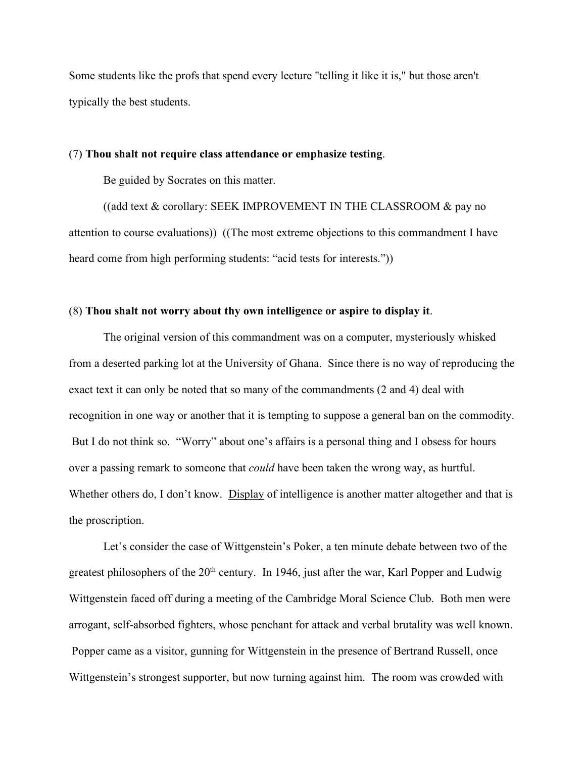Some students like the profs that spend every lecture "telling it like it is," but those aren't typically the best students.

(7) **Thou shalt not require class attendance or emphasize testing**.

Be guided by Socrates on this matter.

((add text & corollary: SEEK IMPROVEMENT IN THE CLASSROOM & pay no attention to course evaluations)) ((The most extreme objections to this commandment I have heard come from high performing students: "acid tests for interests."))

(8) **Thou shalt not worry about thy own intelligence or aspire to display it**.

The original version of this commandment was on a computer, mysteriously whisked from a deserted parking lot at the University of Ghana. Since there is no way of reproducing the exact text it can only be noted that so many of the commandments (2 and 4) deal with recognition in one way or another that it is tempting to suppose a general ban on the commodity. But I do not think so. "Worry" about one's affairs is a personal thing and I obsess for hours over a passing remark to someone that *could* have been taken the wrong way, as hurtful. Whether others do, I don't know. Display of intelligence is another matter altogether and that is the proscription.

Let's consider the case of Wittgenstein's Poker, a ten minute debate between two of the greatest philosophers of the 20th century. In 1946, just after the war, Karl Popper and Ludwig Wittgenstein faced off during a meeting of the Cambridge Moral Science Club. Both men were arrogant, self-absorbed fighters, whose penchant for attack and verbal brutality was well known. Popper came as a visitor, gunning for Wittgenstein in the presence of Bertrand Russell, once Wittgenstein's strongest supporter, but now turning against him. The room was crowded with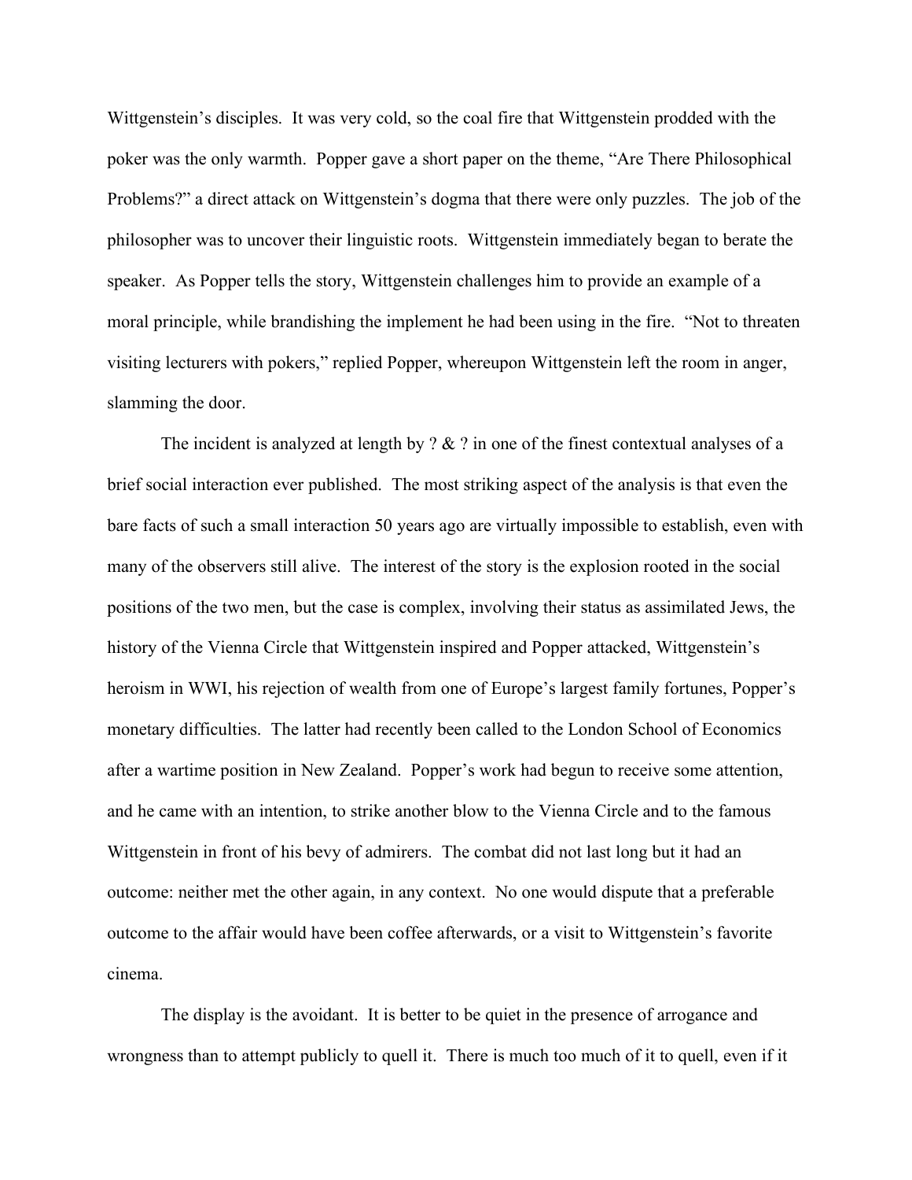Wittgenstein's disciples. It was very cold, so the coal fire that Wittgenstein prodded with the poker was the only warmth. Popper gave a short paper on the theme, "Are There Philosophical Problems?" a direct attack on Wittgenstein's dogma that there were only puzzles. The job of the philosopher was to uncover their linguistic roots. Wittgenstein immediately began to berate the speaker. As Popper tells the story, Wittgenstein challenges him to provide an example of a moral principle, while brandishing the implement he had been using in the fire. "Not to threaten visiting lecturers with pokers," replied Popper, whereupon Wittgenstein left the room in anger, slamming the door.

The incident is analyzed at length by ? & ? in one of the finest contextual analyses of a brief social interaction ever published. The most striking aspect of the analysis is that even the bare facts of such a small interaction 50 years ago are virtually impossible to establish, even with many of the observers still alive. The interest of the story is the explosion rooted in the social positions of the two men, but the case is complex, involving their status as assimilated Jews, the history of the Vienna Circle that Wittgenstein inspired and Popper attacked, Wittgenstein's heroism in WWI, his rejection of wealth from one of Europe's largest family fortunes, Popper's monetary difficulties. The latter had recently been called to the London School of Economics after a wartime position in New Zealand. Popper's work had begun to receive some attention, and he came with an intention, to strike another blow to the Vienna Circle and to the famous Wittgenstein in front of his bevy of admirers. The combat did not last long but it had an outcome: neither met the other again, in any context. No one would dispute that a preferable outcome to the affair would have been coffee afterwards, or a visit to Wittgenstein's favorite cinema.

The display is the avoidant. It is better to be quiet in the presence of arrogance and wrongness than to attempt publicly to quell it. There is much too much of it to quell, even if it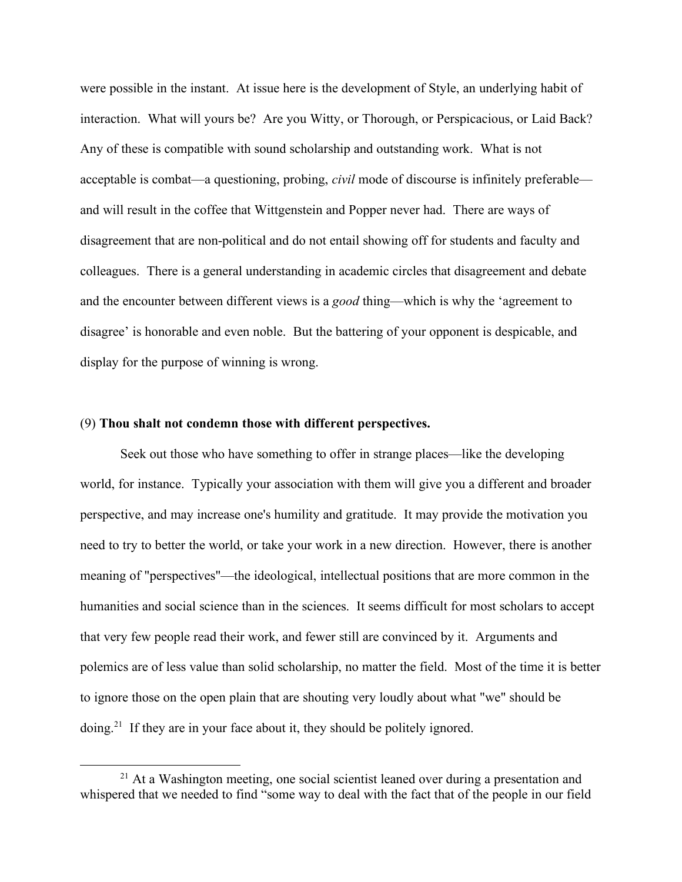were possible in the instant. At issue here is the development of Style, an underlying habit of interaction. What will yours be? Are you Witty, or Thorough, or Perspicacious, or Laid Back? Any of these is compatible with sound scholarship and outstanding work. What is not acceptable is combat—a questioning, probing, *civil* mode of discourse is infinitely preferable—and will result in the coffee that Wittgenstein and Popper never had. There are ways of disagreement that are non-political and do not entail showing off for students and faculty and colleagues. There is a general understanding in academic circles that disagreement and debate and the encounter between different views is a *good* thing—which is why the 'agreement to disagree' is honorable and even noble. But the battering of your opponent is despicable, and display for the purpose of winning is wrong.

(9) **Thou shalt not condemn those with different perspectives.**

Seek out those who have something to offer in strange places—like the developing world, for instance. Typically your association with them will give you a different and broader perspective, and may increase one's humility and gratitude. It may provide the motivation you need to try to better the world, or take your work in a new direction. However, there is another meaning of "perspectives"—the ideological, intellectual positions that are more common in the humanities and social science than in the sciences. It seems difficult for most scholars to accept that very few people read their work, and fewer still are convinced by it. Arguments and polemics are of less value than solid scholarship, no matter the field. Most of the time it is better to ignore those on the open plain that are shouting very loudly about what "we" should be doing.[21] If they are in your face about it, they should be politely ignored.

---

[21] At a Washington meeting, one social scientist leaned over during a presentation and whispered that we needed to find "some way to deal with the fact that of the people in our field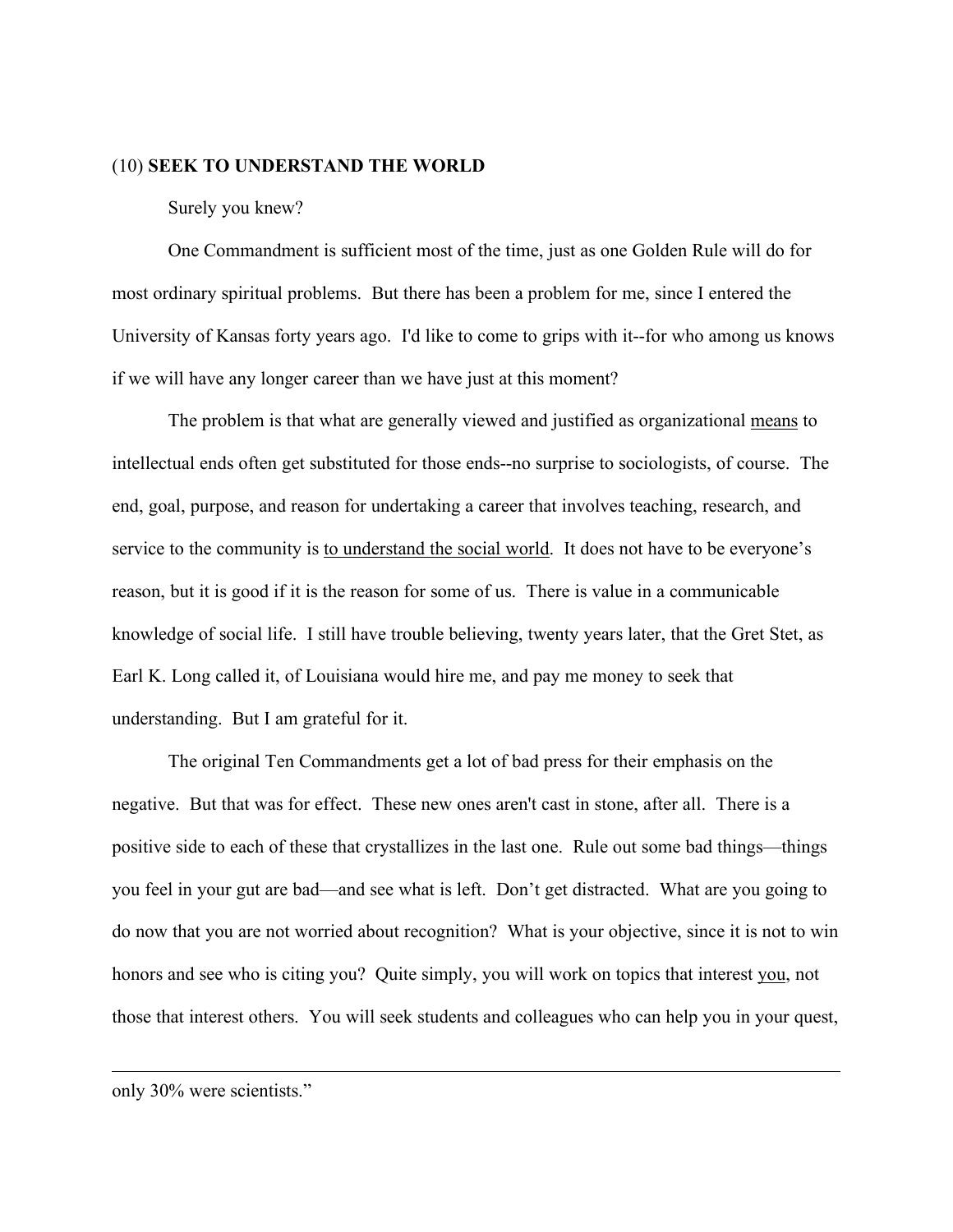(10) **SEEK TO UNDERSTAND THE WORLD**

Surely you knew?

One Commandment is sufficient most of the time, just as one Golden Rule will do for most ordinary spiritual problems. But there has been a problem for me, since I entered the University of Kansas forty years ago. I'd like to come to grips with it--for who among us knows if we will have any longer career than we have just at this moment?

The problem is that what are generally viewed and justified as organizational <u>means</u> to intellectual ends often get substituted for those ends--no surprise to sociologists, of course. The end, goal, purpose, and reason for undertaking a career that involves teaching, research, and service to the community is <u>to understand the social world</u>. It does not have to be everyone's reason, but it is good if it is the reason for some of us. There is value in a communicable knowledge of social life. I still have trouble believing, twenty years later, that the Gret Stet, as Earl K. Long called it, of Louisiana would hire me, and pay me money to seek that understanding. But I am grateful for it.

The original Ten Commandments get a lot of bad press for their emphasis on the negative. But that was for effect. These new ones aren't cast in stone, after all. There is a positive side to each of these that crystallizes in the last one. Rule out some bad things—things you feel in your gut are bad—and see what is left. Don't get distracted. What are you going to do now that you are not worried about recognition? What is your objective, since it is not to win honors and see who is citing you? Quite simply, you will work on topics that interest <u>you</u>, not those that interest others. You will seek students and colleagues who can help you in your quest,

---

only 30% were scientists."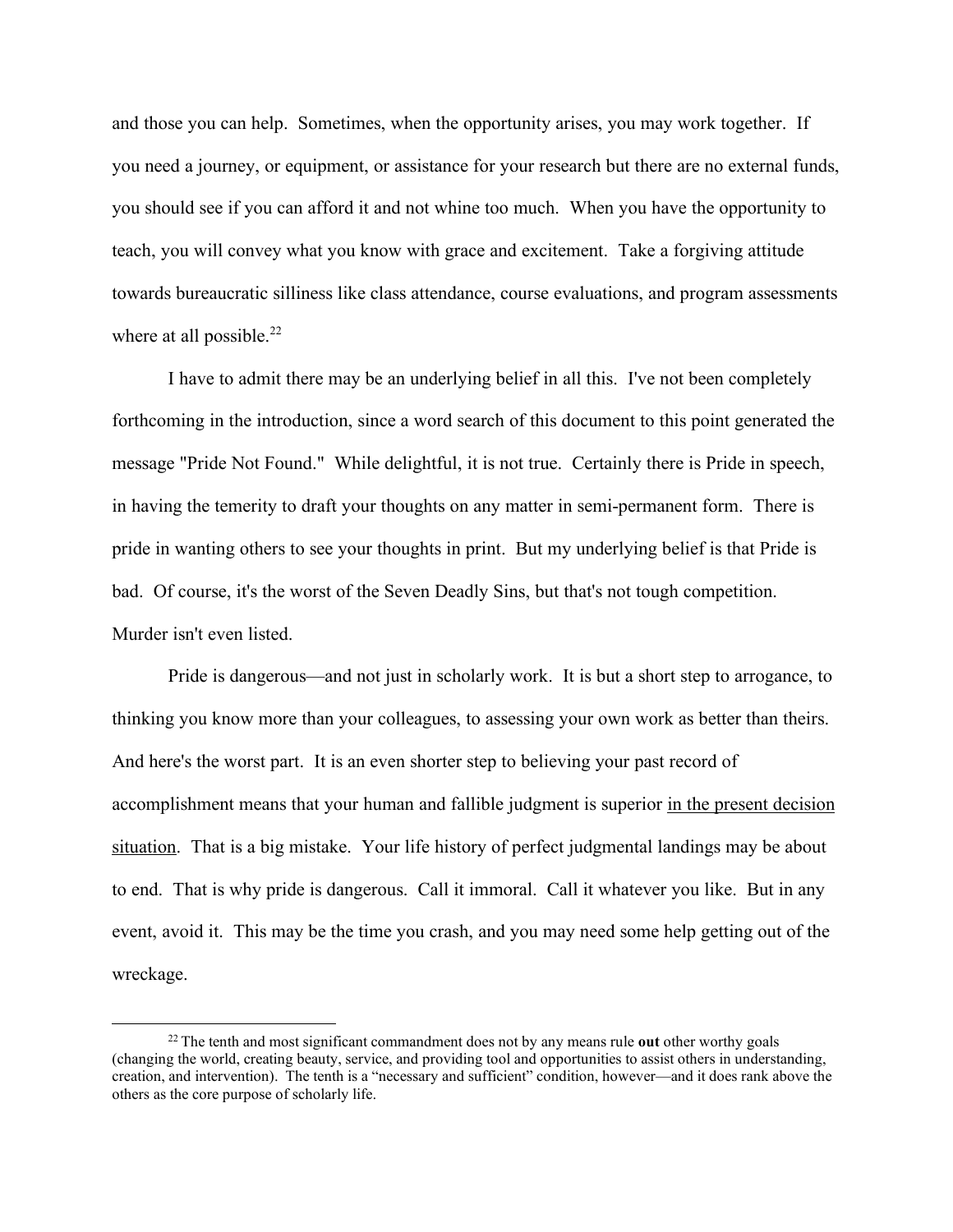and those you can help. Sometimes, when the opportunity arises, you may work together. If you need a journey, or equipment, or assistance for your research but there are no external funds, you should see if you can afford it and not whine too much. When you have the opportunity to teach, you will convey what you know with grace and excitement. Take a forgiving attitude towards bureaucratic silliness like class attendance, course evaluations, and program assessments where at all possible.[22]

I have to admit there may be an underlying belief in all this. I've not been completely forthcoming in the introduction, since a word search of this document to this point generated the message "Pride Not Found." While delightful, it is not true. Certainly there is Pride in speech, in having the temerity to draft your thoughts on any matter in semi-permanent form. There is pride in wanting others to see your thoughts in print. But my underlying belief is that Pride is bad. Of course, it's the worst of the Seven Deadly Sins, but that's not tough competition. Murder isn't even listed.

Pride is dangerous—and not just in scholarly work. It is but a short step to arrogance, to thinking you know more than your colleagues, to assessing your own work as better than theirs. And here's the worst part. It is an even shorter step to believing your past record of accomplishment means that your human and fallible judgment is superior <u>in the present decision situation</u>. That is a big mistake. Your life history of perfect judgmental landings may be about to end. That is why pride is dangerous. Call it immoral. Call it whatever you like. But in any event, avoid it. This may be the time you crash, and you may need some help getting out of the wreckage.

---

[22] The tenth and most significant commandment does not by any means rule **out** other worthy goals (changing the world, creating beauty, service, and providing tool and opportunities to assist others in understanding, creation, and intervention). The tenth is a "necessary and sufficient" condition, however—and it does rank above the others as the core purpose of scholarly life.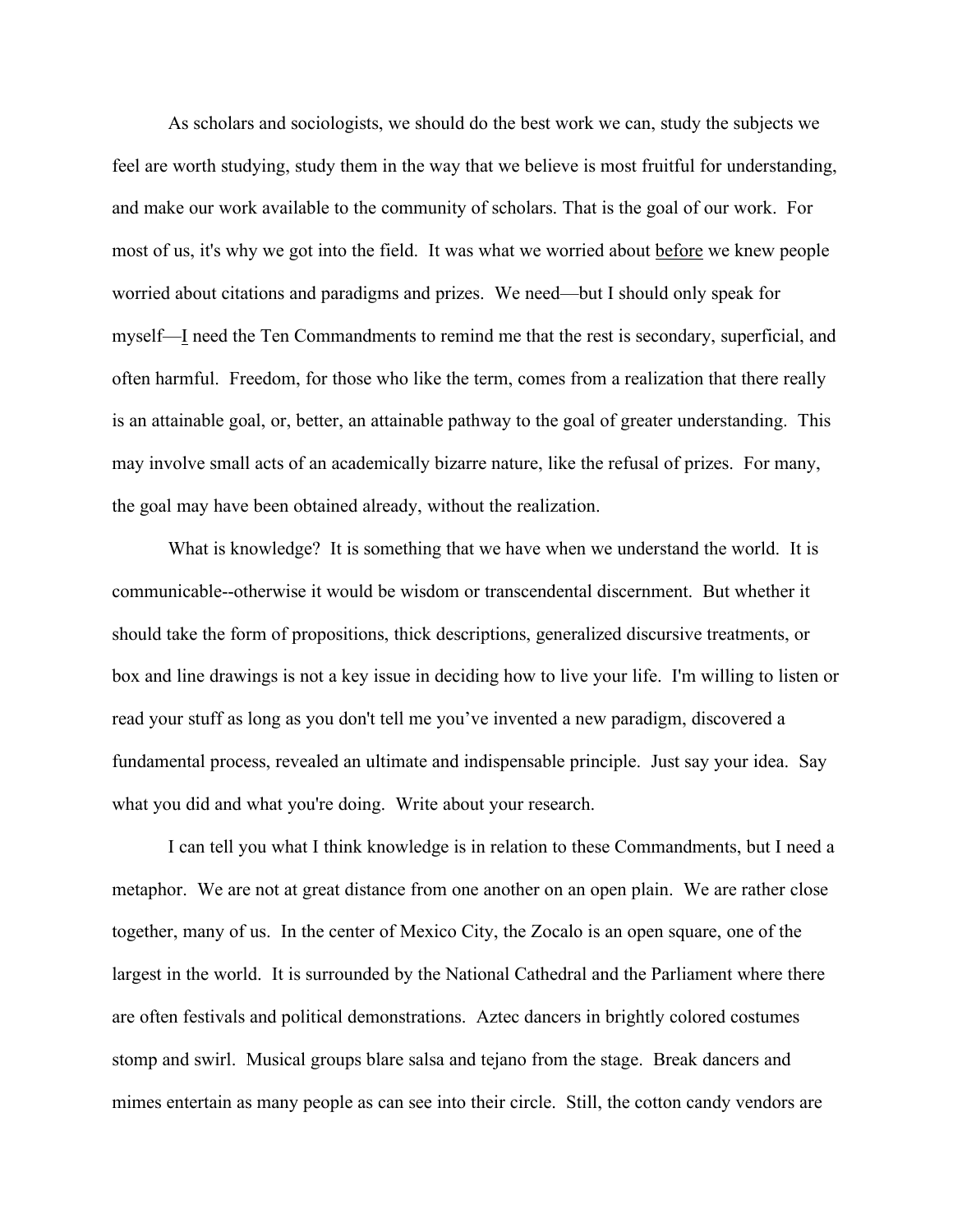As scholars and sociologists, we should do the best work we can, study the subjects we feel are worth studying, study them in the way that we believe is most fruitful for understanding, and make our work available to the community of scholars. That is the goal of our work. For most of us, it's why we got into the field. It was what we worried about before we knew people worried about citations and paradigms and prizes. We need—but I should only speak for myself—I need the Ten Commandments to remind me that the rest is secondary, superficial, and often harmful. Freedom, for those who like the term, comes from a realization that there really is an attainable goal, or, better, an attainable pathway to the goal of greater understanding. This may involve small acts of an academically bizarre nature, like the refusal of prizes. For many, the goal may have been obtained already, without the realization.

What is knowledge? It is something that we have when we understand the world. It is communicable--otherwise it would be wisdom or transcendental discernment. But whether it should take the form of propositions, thick descriptions, generalized discursive treatments, or box and line drawings is not a key issue in deciding how to live your life. I'm willing to listen or read your stuff as long as you don't tell me you've invented a new paradigm, discovered a fundamental process, revealed an ultimate and indispensable principle. Just say your idea. Say what you did and what you're doing. Write about your research.

I can tell you what I think knowledge is in relation to these Commandments, but I need a metaphor. We are not at great distance from one another on an open plain. We are rather close together, many of us. In the center of Mexico City, the Zocalo is an open square, one of the largest in the world. It is surrounded by the National Cathedral and the Parliament where there are often festivals and political demonstrations. Aztec dancers in brightly colored costumes stomp and swirl. Musical groups blare salsa and tejano from the stage. Break dancers and mimes entertain as many people as can see into their circle. Still, the cotton candy vendors are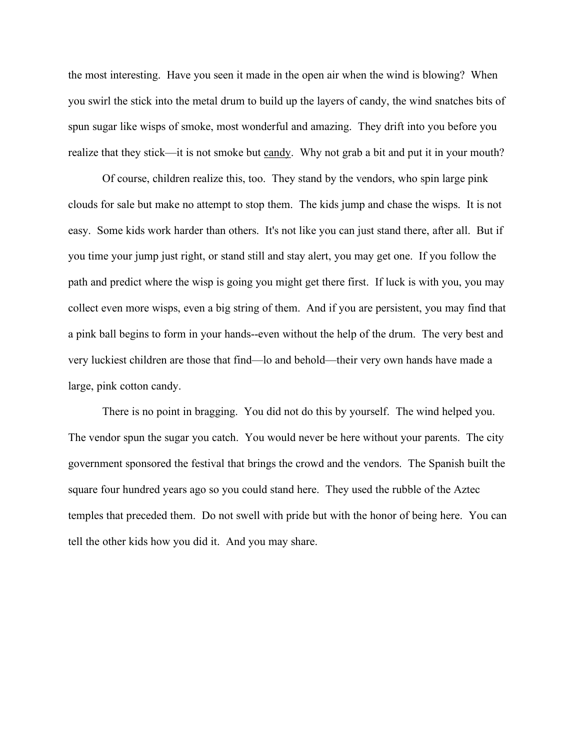the most interesting. Have you seen it made in the open air when the wind is blowing? When you swirl the stick into the metal drum to build up the layers of candy, the wind snatches bits of spun sugar like wisps of smoke, most wonderful and amazing. They drift into you before you realize that they stick—it is not smoke but <u>candy</u>. Why not grab a bit and put it in your mouth?

Of course, children realize this, too. They stand by the vendors, who spin large pink clouds for sale but make no attempt to stop them. The kids jump and chase the wisps. It is not easy. Some kids work harder than others. It's not like you can just stand there, after all. But if you time your jump just right, or stand still and stay alert, you may get one. If you follow the path and predict where the wisp is going you might get there first. If luck is with you, you may collect even more wisps, even a big string of them. And if you are persistent, you may find that a pink ball begins to form in your hands--even without the help of the drum. The very best and very luckiest children are those that find—lo and behold—their very own hands have made a large, pink cotton candy.

There is no point in bragging. You did not do this by yourself. The wind helped you. The vendor spun the sugar you catch. You would never be here without your parents. The city government sponsored the festival that brings the crowd and the vendors. The Spanish built the square four hundred years ago so you could stand here. They used the rubble of the Aztec temples that preceded them. Do not swell with pride but with the honor of being here. You can tell the other kids how you did it. And you may share.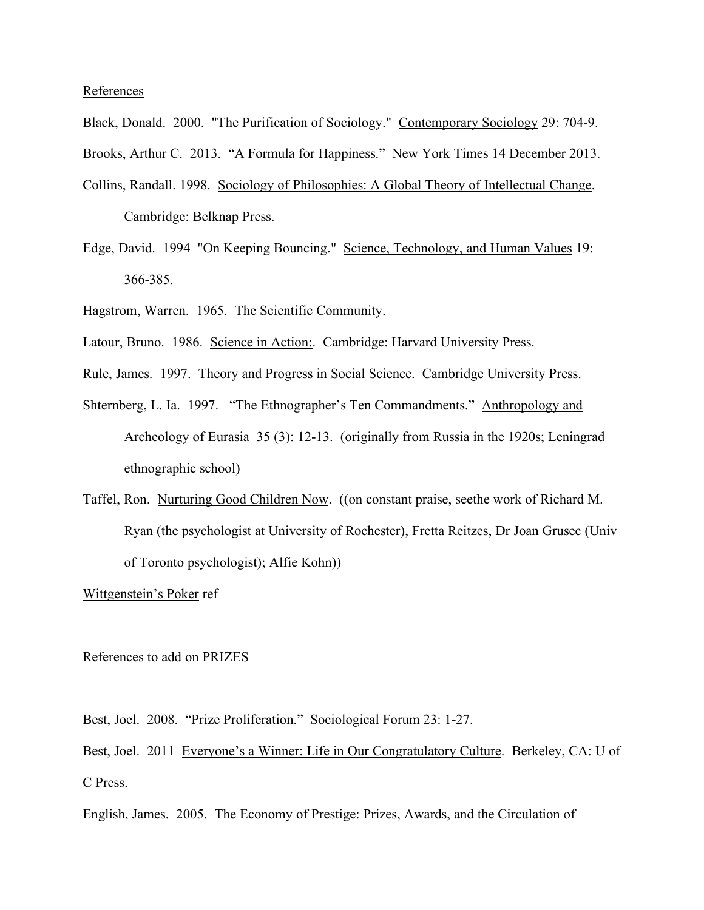References

Black, Donald. 2000. "The Purification of Sociology." Contemporary Sociology 29: 704-9.

Brooks, Arthur C. 2013. "A Formula for Happiness." New York Times 14 December 2013.

Collins, Randall. 1998. Sociology of Philosophies: A Global Theory of Intellectual Change. Cambridge: Belknap Press.

Edge, David. 1994 "On Keeping Bouncing." Science, Technology, and Human Values 19: 366-385.

Hagstrom, Warren. 1965. The Scientific Community.

Latour, Bruno. 1986. Science in Action:. Cambridge: Harvard University Press.

Rule, James. 1997. Theory and Progress in Social Science. Cambridge University Press.

Shternberg, L. Ia. 1997. "The Ethnographer's Ten Commandments." Anthropology and Archeology of Eurasia 35 (3): 12-13. (originally from Russia in the 1920s; Leningrad ethnographic school)

Taffel, Ron. Nurturing Good Children Now. ((on constant praise, seethe work of Richard M. Ryan (the psychologist at University of Rochester), Fretta Reitzes, Dr Joan Grusec (Univ of Toronto psychologist); Alfie Kohn))

Wittgenstein's Poker ref

References to add on PRIZES

Best, Joel. 2008. "Prize Proliferation." Sociological Forum 23: 1-27.

Best, Joel. 2011 Everyone's a Winner: Life in Our Congratulatory Culture. Berkeley, CA: U of C Press.

English, James. 2005. The Economy of Prestige: Prizes, Awards, and the Circulation of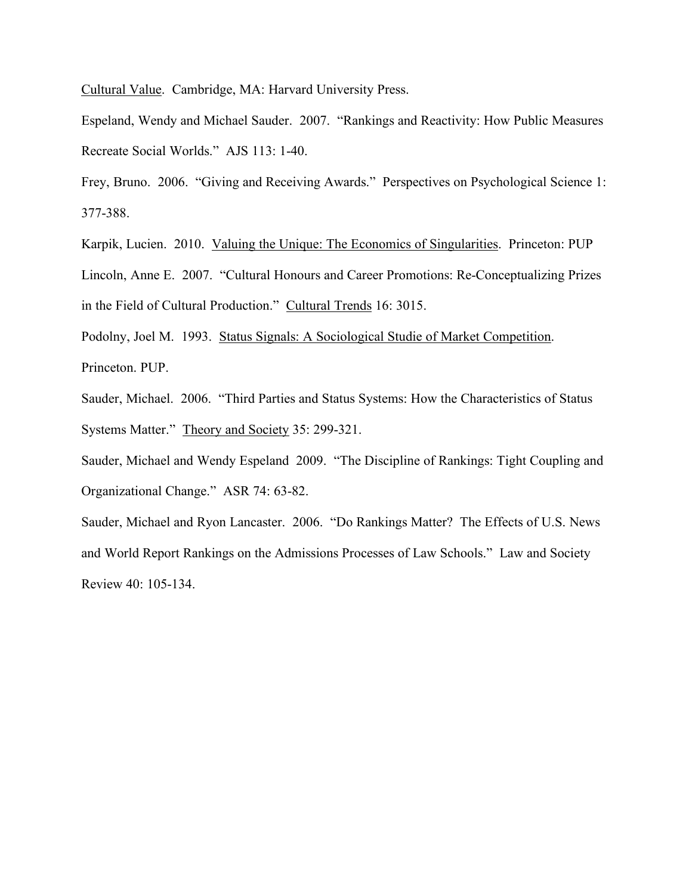Cultural Value. Cambridge, MA: Harvard University Press.

Espeland, Wendy and Michael Sauder. 2007. "Rankings and Reactivity: How Public Measures Recreate Social Worlds." AJS 113: 1-40.

Frey, Bruno. 2006. "Giving and Receiving Awards." Perspectives on Psychological Science 1: 377-388.

Karpik, Lucien. 2010. Valuing the Unique: The Economics of Singularities. Princeton: PUP

Lincoln, Anne E. 2007. "Cultural Honours and Career Promotions: Re-Conceptualizing Prizes in the Field of Cultural Production." Cultural Trends 16: 3015.

Podolny, Joel M. 1993. Status Signals: A Sociological Studie of Market Competition. Princeton. PUP.

Sauder, Michael. 2006. "Third Parties and Status Systems: How the Characteristics of Status Systems Matter." Theory and Society 35: 299-321.

Sauder, Michael and Wendy Espeland 2009. "The Discipline of Rankings: Tight Coupling and Organizational Change." ASR 74: 63-82.

Sauder, Michael and Ryon Lancaster. 2006. "Do Rankings Matter? The Effects of U.S. News and World Report Rankings on the Admissions Processes of Law Schools." Law and Society Review 40: 105-134.